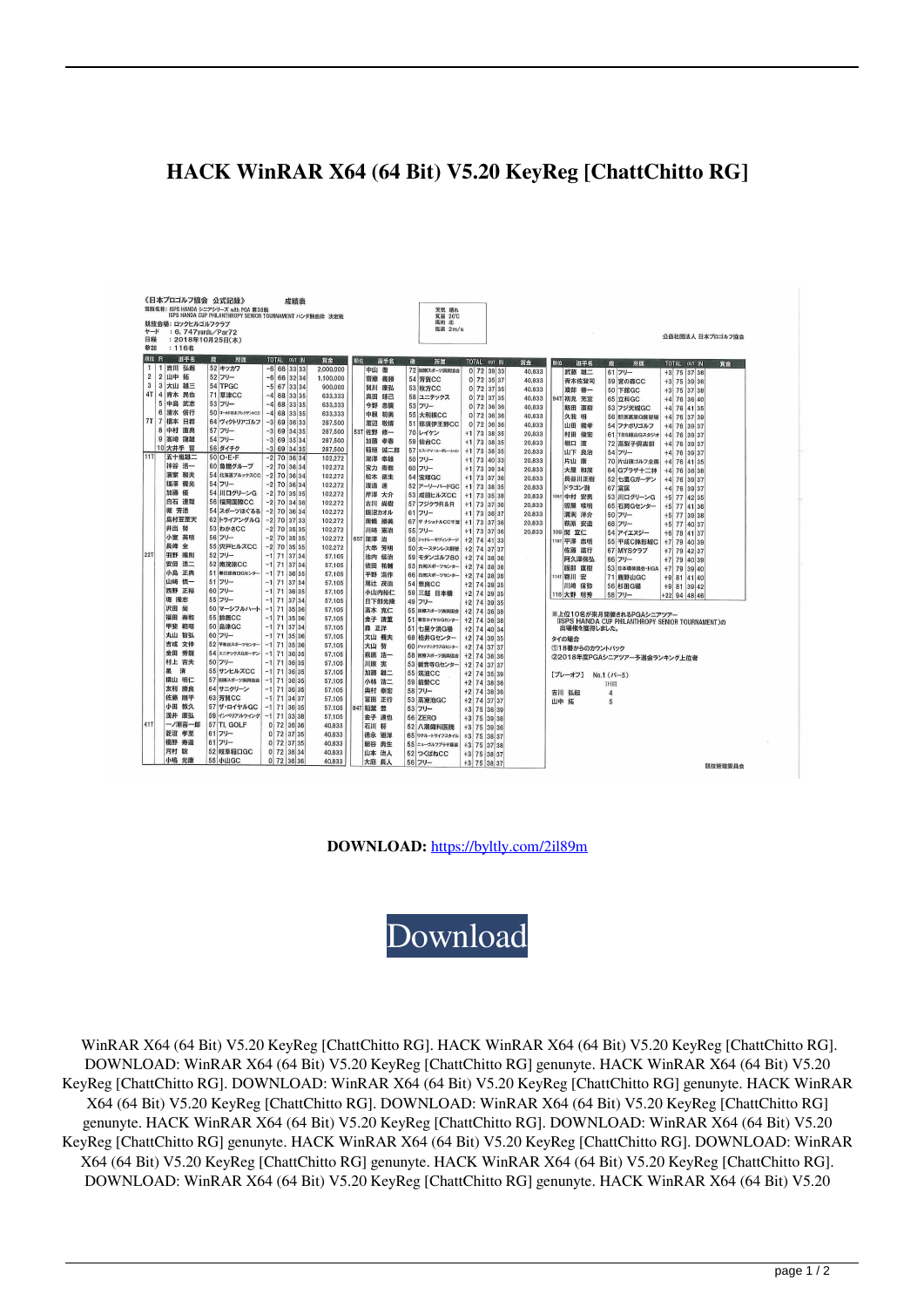# HACK WinRAR X64 (64 Bit) V5.20 KeyReg [ChattChitto RG]

《日本プロゴルフ協会 公式記録》 成績表

競技名称：ISPS HANDA シニアシリーズ with PGA 第38戦 ISPS HANDA CUP PHILANTHROPY SENIOR TOURNAMENT ハンダ杯 決勝戦

競技会場：ロックヒルゴルフクラブ

ヤード ：6,747yards／Par72

日程 ：2018年10月25日(木)

参加 ：116名

天気 晴れ 気温 20℃ 風向 北 風速 2m/s

公益社団法人 日本プロゴルフ協会

| 順位 | R | 選手名 | 歳 | 所属 | TOTAL | OUT | IN | 賞金 |
|---|---|---|---|---|---|---|---|---|
| 1 | 1 | 吉川 弘樹 | 52 | ヤッカフ | -6 | 66 | 33 33 | 2,000,000 |
| 2 | 2 | 山中 拓 | 52 | フリー | -6 | 66 | 32 34 | 1,100,000 |
| 3 | 3 | 大山 雄三 | 54 | TPGC | -5 | 67 | 33 34 | 900,000 |
| 4T | 4 | 青木 昇由 | 71 | 草津CC | -4 | 68 | 33 35 | 633,333 |

※上位10名が来月開催されるPGAシニアツアー（ISPS HANDA CUP PHILANTHROPY SENIOR TOURNAMENT）の出場権を獲得しました。

タイの場合

①18番からのカウントバック

②2018年度PGAシニアツアー予選会ランキング上位者

[プレーオフ] No.1 (パー5)

1H目

吉川 弘樹 4

山中 拓 5

競技管理委員会

**DOWNLOAD:** https://byltly.com/2il89m

Download

WinRAR X64 (64 Bit) V5.20 KeyReg [ChattChitto RG]. HACK WinRAR X64 (64 Bit) V5.20 KeyReg [ChattChitto RG]. DOWNLOAD: WinRAR X64 (64 Bit) V5.20 KeyReg [ChattChitto RG] genunyte. HACK WinRAR X64 (64 Bit) V5.20 KeyReg [ChattChitto RG]. DOWNLOAD: WinRAR X64 (64 Bit) V5.20 KeyReg [ChattChitto RG] genunyte. HACK WinRAR X64 (64 Bit) V5.20 KeyReg [ChattChitto RG]. DOWNLOAD: WinRAR X64 (64 Bit) V5.20 KeyReg [ChattChitto RG] genunyte. HACK WinRAR X64 (64 Bit) V5.20 KeyReg [ChattChitto RG]. DOWNLOAD: WinRAR X64 (64 Bit) V5.20 KeyReg [ChattChitto RG] genunyte. HACK WinRAR X64 (64 Bit) V5.20 KeyReg [ChattChitto RG]. DOWNLOAD: WinRAR X64 (64 Bit) V5.20 KeyReg [ChattChitto RG] genunyte. HACK WinRAR X64 (64 Bit) V5.20 KeyReg [ChattChitto RG]. DOWNLOAD: WinRAR X64 (64 Bit) V5.20 KeyReg [ChattChitto RG] genunyte. HACK WinRAR X64 (64 Bit) V5.20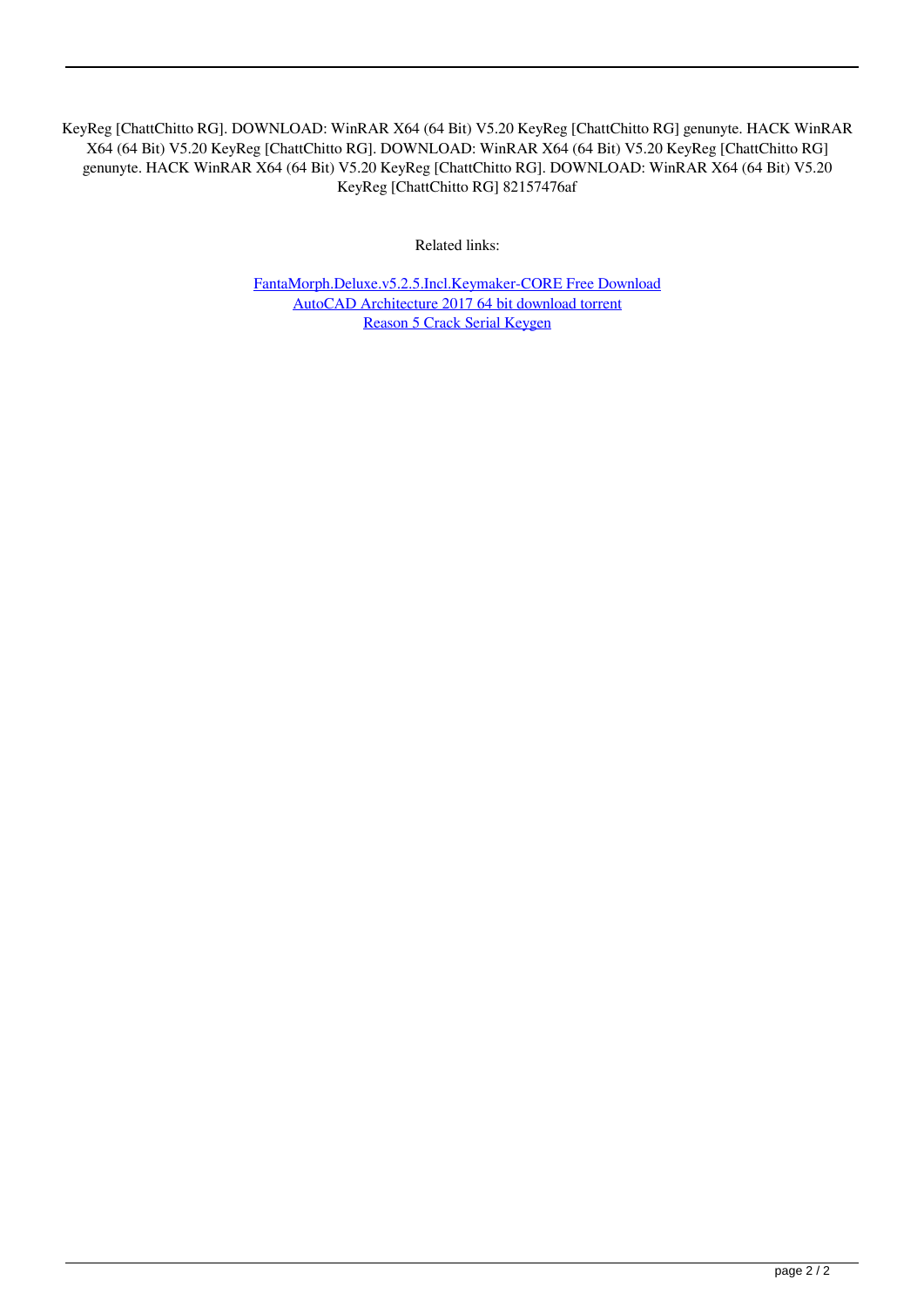KeyReg [ChattChitto RG]. DOWNLOAD: WinRAR X64 (64 Bit) V5.20 KeyReg [ChattChitto RG] genunyte. HACK WinRAR X64 (64 Bit) V5.20 KeyReg [ChattChitto RG]. DOWNLOAD: WinRAR X64 (64 Bit) V5.20 KeyReg [ChattChitto RG] genunyte. HACK WinRAR X64 (64 Bit) V5.20 KeyReg [ChattChitto RG]. DOWNLOAD: WinRAR X64 (64 Bit) V5.20 KeyReg [ChattChitto RG] 82157476af

Related links:

FantaMorph.Deluxe.v5.2.5.Incl.Keymaker-CORE Free Download
AutoCAD Architecture 2017 64 bit download torrent
Reason 5 Crack Serial Keygen